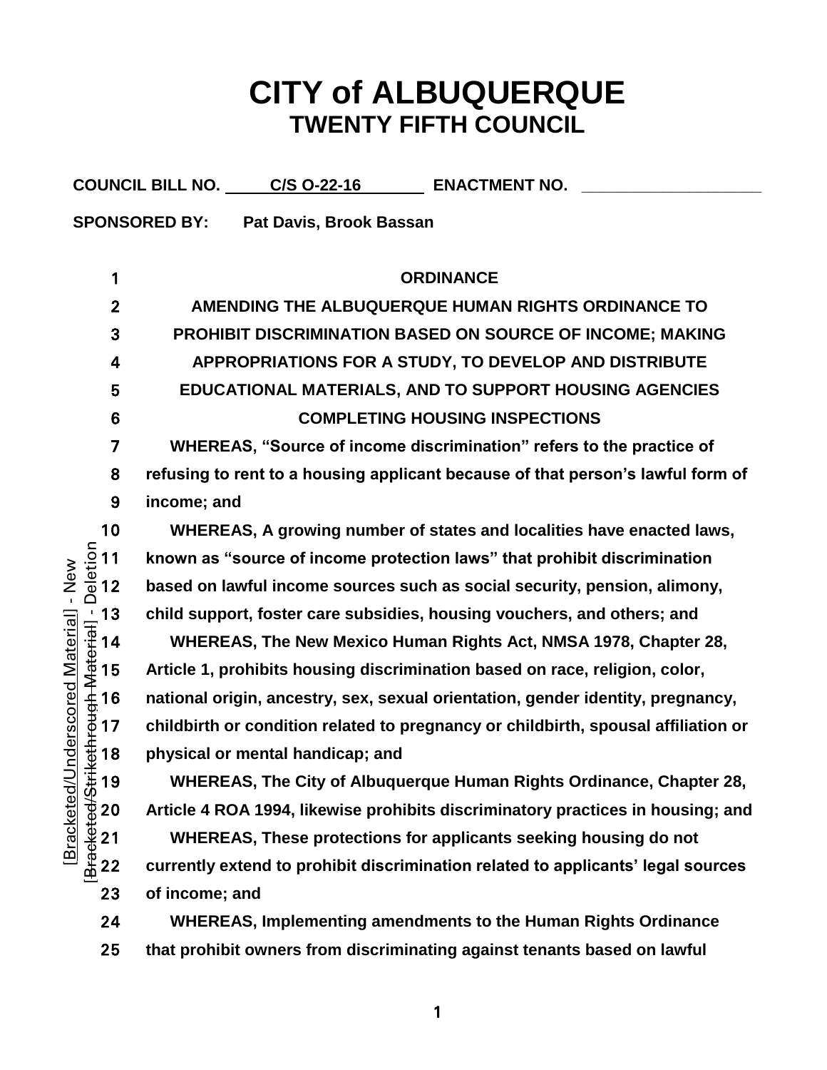# CITY of ALBUQUERQUE
## TWENTY FIFTH COUNCIL

**COUNCIL BILL NO.** C/S O-22-16 **ENACTMENT NO.** ____________

**SPONSORED BY:** Pat Davis, Brook Bassan

**ORDINANCE**

**AMENDING THE ALBUQUERQUE HUMAN RIGHTS ORDINANCE TO PROHIBIT DISCRIMINATION BASED ON SOURCE OF INCOME; MAKING APPROPRIATIONS FOR A STUDY, TO DEVELOP AND DISTRIBUTE EDUCATIONAL MATERIALS, AND TO SUPPORT HOUSING AGENCIES COMPLETING HOUSING INSPECTIONS**

WHEREAS, "Source of income discrimination" refers to the practice of refusing to rent to a housing applicant because of that person's lawful form of income; and

WHEREAS, A growing number of states and localities have enacted laws, known as "source of income protection laws" that prohibit discrimination based on lawful income sources such as social security, pension, alimony, child support, foster care subsidies, housing vouchers, and others; and

WHEREAS, The New Mexico Human Rights Act, NMSA 1978, Chapter 28, Article 1, prohibits housing discrimination based on race, religion, color, national origin, ancestry, sex, sexual orientation, gender identity, pregnancy, childbirth or condition related to pregnancy or childbirth, spousal affiliation or physical or mental handicap; and

WHEREAS, The City of Albuquerque Human Rights Ordinance, Chapter 28, Article 4 ROA 1994, likewise prohibits discriminatory practices in housing; and

WHEREAS, These protections for applicants seeking housing do not currently extend to prohibit discrimination related to applicants' legal sources of income; and

WHEREAS, Implementing amendments to the Human Rights Ordinance that prohibit owners from discriminating against tenants based on lawful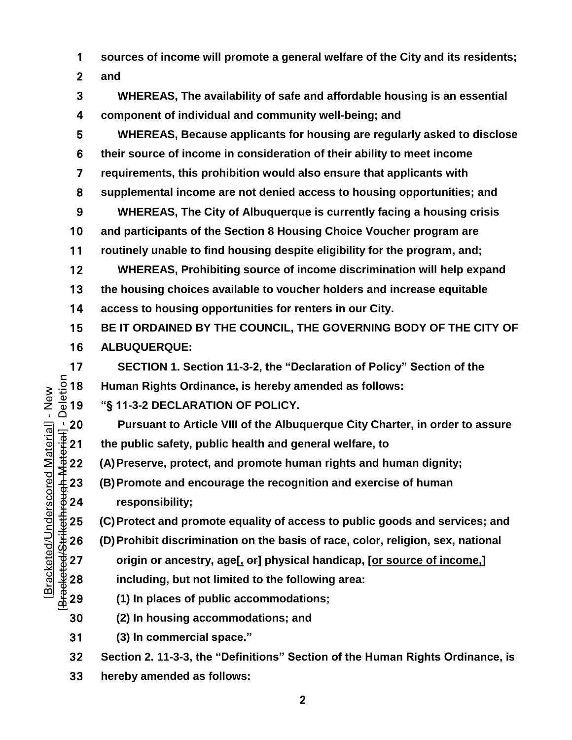sources of income will promote a general welfare of the City and its residents; and

WHEREAS, The availability of safe and affordable housing is an essential component of individual and community well-being; and

WHEREAS, Because applicants for housing are regularly asked to disclose their source of income in consideration of their ability to meet income requirements, this prohibition would also ensure that applicants with supplemental income are not denied access to housing opportunities; and

WHEREAS, The City of Albuquerque is currently facing a housing crisis and participants of the Section 8 Housing Choice Voucher program are routinely unable to find housing despite eligibility for the program, and;

WHEREAS, Prohibiting source of income discrimination will help expand the housing choices available to voucher holders and increase equitable access to housing opportunities for renters in our City.

BE IT ORDAINED BY THE COUNCIL, THE GOVERNING BODY OF THE CITY OF ALBUQUERQUE:

SECTION 1. Section 11-3-2, the "Declaration of Policy" Section of the Human Rights Ordinance, is hereby amended as follows:

"§ 11-3-2 DECLARATION OF POLICY.

Pursuant to Article VIII of the Albuquerque City Charter, in order to assure the public safety, public health and general welfare, to

(A) Preserve, protect, and promote human rights and human dignity;

(B) Promote and encourage the recognition and exercise of human responsibility;

(C) Protect and promote equality of access to public goods and services; and

(D) Prohibit discrimination on the basis of race, color, religion, sex, national origin or ancestry, age[, ~~or~~] physical handicap, [<u>or source of income,</u>] including, but not limited to the following area:

(1) In places of public accommodations;

(2) In housing accommodations; and

(3) In commercial space."

Section 2. 11-3-3, the "Definitions" Section of the Human Rights Ordinance, is hereby amended as follows:

[Bracketed/Underscored Material] - New
[~~Bracketed/Strikethrough Material~~] - Deletion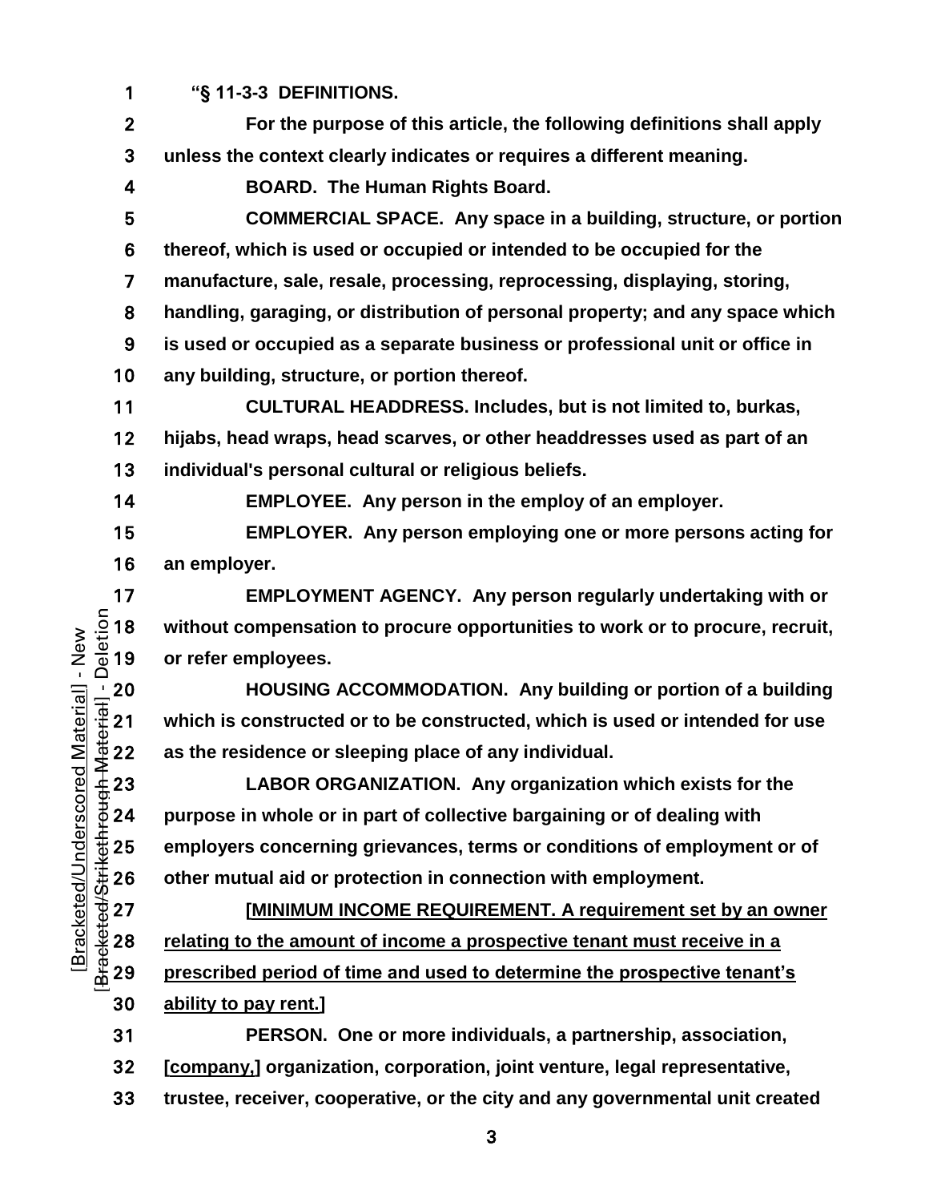**"§ 11-3-3 DEFINITIONS.**

**For the purpose of this article, the following definitions shall apply unless the context clearly indicates or requires a different meaning.**

**BOARD. The Human Rights Board.**

**COMMERCIAL SPACE. Any space in a building, structure, or portion thereof, which is used or occupied or intended to be occupied for the manufacture, sale, resale, processing, reprocessing, displaying, storing, handling, garaging, or distribution of personal property; and any space which is used or occupied as a separate business or professional unit or office in any building, structure, or portion thereof.**

**CULTURAL HEADDRESS. Includes, but is not limited to, burkas, hijabs, head wraps, head scarves, or other headdresses used as part of an individual's personal cultural or religious beliefs.**

**EMPLOYEE. Any person in the employ of an employer.**

**EMPLOYER. Any person employing one or more persons acting for an employer.**

**EMPLOYMENT AGENCY. Any person regularly undertaking with or without compensation to procure opportunities to work or to procure, recruit, or refer employees.**

**HOUSING ACCOMMODATION. Any building or portion of a building which is constructed or to be constructed, which is used or intended for use as the residence or sleeping place of any individual.**

**LABOR ORGANIZATION. Any organization which exists for the purpose in whole or in part of collective bargaining or of dealing with employers concerning grievances, terms or conditions of employment or of other mutual aid or protection in connection with employment.**

**[<u>MINIMUM INCOME REQUIREMENT. A requirement set by an owner relating to the amount of income a prospective tenant must receive in a prescribed period of time and used to determine the prospective tenant's ability to pay rent.</u>]**

**PERSON. One or more individuals, a partnership, association, [<u>company,</u>] organization, corporation, joint venture, legal representative, trustee, receiver, cooperative, or the city and any governmental unit created**

[Bracketed/Underscored Material] - New
[Bracketed/Strikethrough Material] - Deletion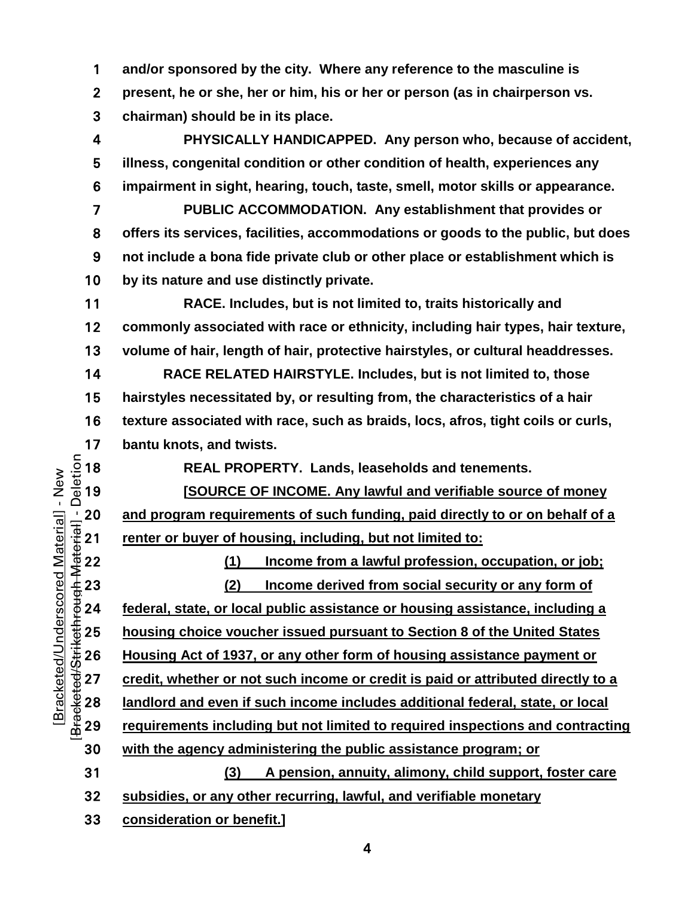**and/or sponsored by the city. Where any reference to the masculine is present, he or she, her or him, his or her or person (as in chairperson vs. chairman) should be in its place.**

**PHYSICALLY HANDICAPPED. Any person who, because of accident, illness, congenital condition or other condition of health, experiences any impairment in sight, hearing, touch, taste, smell, motor skills or appearance.**

**PUBLIC ACCOMMODATION. Any establishment that provides or offers its services, facilities, accommodations or goods to the public, but does not include a bona fide private club or other place or establishment which is by its nature and use distinctly private.**

**RACE. Includes, but is not limited to, traits historically and commonly associated with race or ethnicity, including hair types, hair texture, volume of hair, length of hair, protective hairstyles, or cultural headdresses.**

**RACE RELATED HAIRSTYLE. Includes, but is not limited to, those hairstyles necessitated by, or resulting from, the characteristics of a hair texture associated with race, such as braids, locs, afros, tight coils or curls, bantu knots, and twists.**

**REAL PROPERTY. Lands, leaseholds and tenements.**

**[<u>SOURCE OF INCOME. Any lawful and verifiable source of money and program requirements of such funding, paid directly to or on behalf of a renter or buyer of housing, including, but not limited to:</u>**

**<u>(1) Income from a lawful profession, occupation, or job;</u>**

**<u>(2) Income derived from social security or any form of federal, state, or local public assistance or housing assistance, including a housing choice voucher issued pursuant to Section 8 of the United States Housing Act of 1937, or any other form of housing assistance payment or credit, whether or not such income or credit is paid or attributed directly to a landlord and even if such income includes additional federal, state, or local requirements including but not limited to required inspections and contracting with the agency administering the public assistance program; or</u>**

**<u>(3) A pension, annuity, alimony, child support, foster care subsidies, or any other recurring, lawful, and verifiable monetary consideration or benefit.</u>]**

[Bracketed/Underscored Material] - New
[Bracketed/Strikethrough Material] - Deletion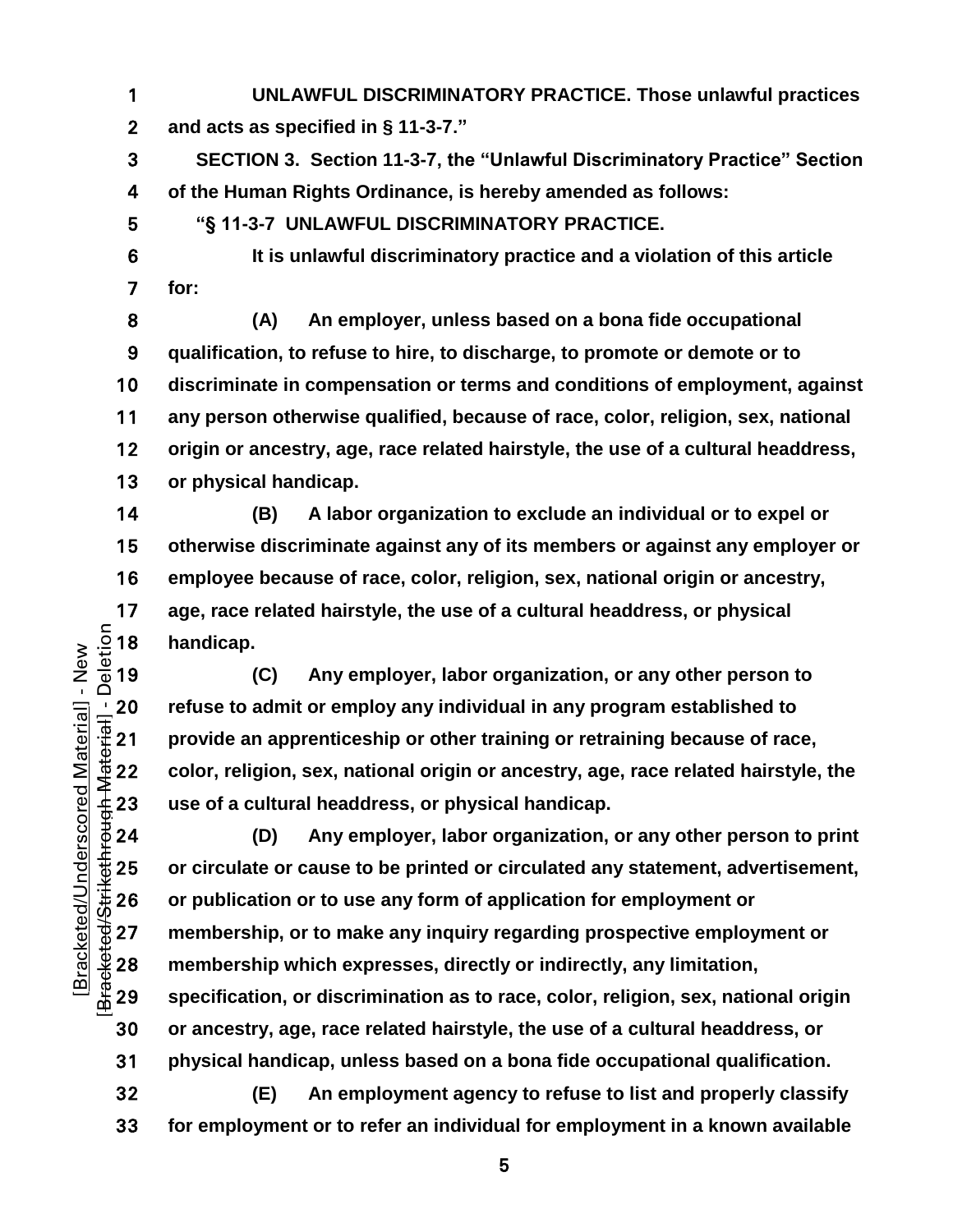**UNLAWFUL DISCRIMINATORY PRACTICE. Those unlawful practices and acts as specified in § 11-3-7."**

**SECTION 3. Section 11-3-7, the "Unlawful Discriminatory Practice" Section of the Human Rights Ordinance, is hereby amended as follows:**

**"§ 11-3-7 UNLAWFUL DISCRIMINATORY PRACTICE.**

**It is unlawful discriminatory practice and a violation of this article for:**

**(A) An employer, unless based on a bona fide occupational qualification, to refuse to hire, to discharge, to promote or demote or to discriminate in compensation or terms and conditions of employment, against any person otherwise qualified, because of race, color, religion, sex, national origin or ancestry, age, race related hairstyle, the use of a cultural headdress, or physical handicap.**

**(B) A labor organization to exclude an individual or to expel or otherwise discriminate against any of its members or against any employer or employee because of race, color, religion, sex, national origin or ancestry, age, race related hairstyle, the use of a cultural headdress, or physical handicap.**

**(C) Any employer, labor organization, or any other person to refuse to admit or employ any individual in any program established to provide an apprenticeship or other training or retraining because of race, color, religion, sex, national origin or ancestry, age, race related hairstyle, the use of a cultural headdress, or physical handicap.**

**(D) Any employer, labor organization, or any other person to print or circulate or cause to be printed or circulated any statement, advertisement, or publication or to use any form of application for employment or membership, or to make any inquiry regarding prospective employment or membership which expresses, directly or indirectly, any limitation, specification, or discrimination as to race, color, religion, sex, national origin or ancestry, age, race related hairstyle, the use of a cultural headdress, or physical handicap, unless based on a bona fide occupational qualification.**

**(E) An employment agency to refuse to list and properly classify for employment or to refer an individual for employment in a known available**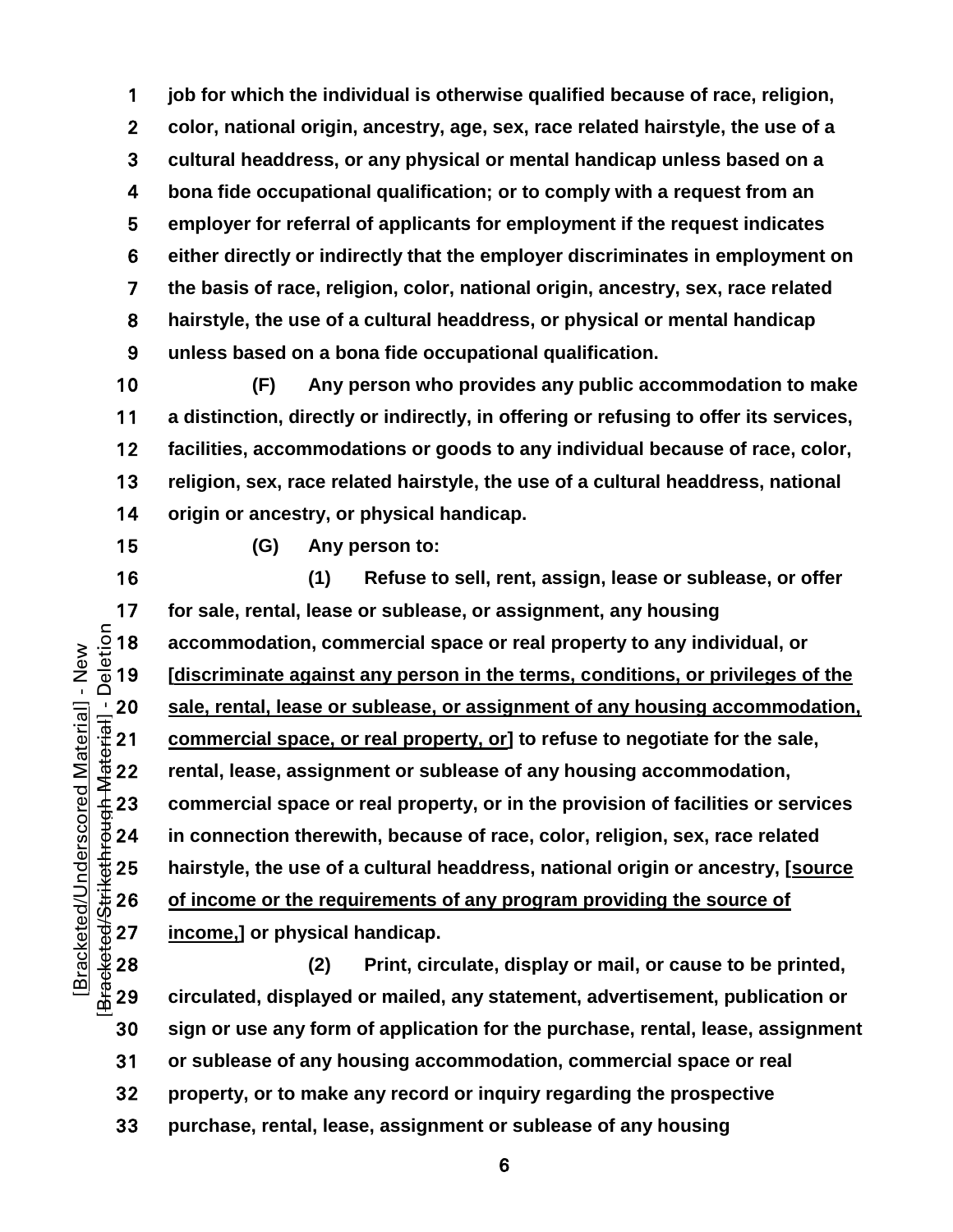**job for which the individual is otherwise qualified because of race, religion, color, national origin, ancestry, age, sex, race related hairstyle, the use of a cultural headdress, or any physical or mental handicap unless based on a bona fide occupational qualification; or to comply with a request from an employer for referral of applicants for employment if the request indicates either directly or indirectly that the employer discriminates in employment on the basis of race, religion, color, national origin, ancestry, sex, race related hairstyle, the use of a cultural headdress, or physical or mental handicap unless based on a bona fide occupational qualification.**

**(F) Any person who provides any public accommodation to make a distinction, directly or indirectly, in offering or refusing to offer its services, facilities, accommodations or goods to any individual because of race, color, religion, sex, race related hairstyle, the use of a cultural headdress, national origin or ancestry, or physical handicap.**

**(G) Any person to:**

**(1) Refuse to sell, rent, assign, lease or sublease, or offer for sale, rental, lease or sublease, or assignment, any housing accommodation, commercial space or real property to any individual, or [<u>discriminate against any person in the terms, conditions, or privileges of the sale, rental, lease or sublease, or assignment of any housing accommodation, commercial space, or real property, or</u>] to refuse to negotiate for the sale, rental, lease, assignment or sublease of any housing accommodation, commercial space or real property, or in the provision of facilities or services in connection therewith, because of race, color, religion, sex, race related hairstyle, the use of a cultural headdress, national origin or ancestry, [<u>source of income or the requirements of any program providing the source of income,</u>] or physical handicap.**

**(2) Print, circulate, display or mail, or cause to be printed, circulated, displayed or mailed, any statement, advertisement, publication or sign or use any form of application for the purchase, rental, lease, assignment or sublease of any housing accommodation, commercial space or real property, or to make any record or inquiry regarding the prospective purchase, rental, lease, assignment or sublease of any housing**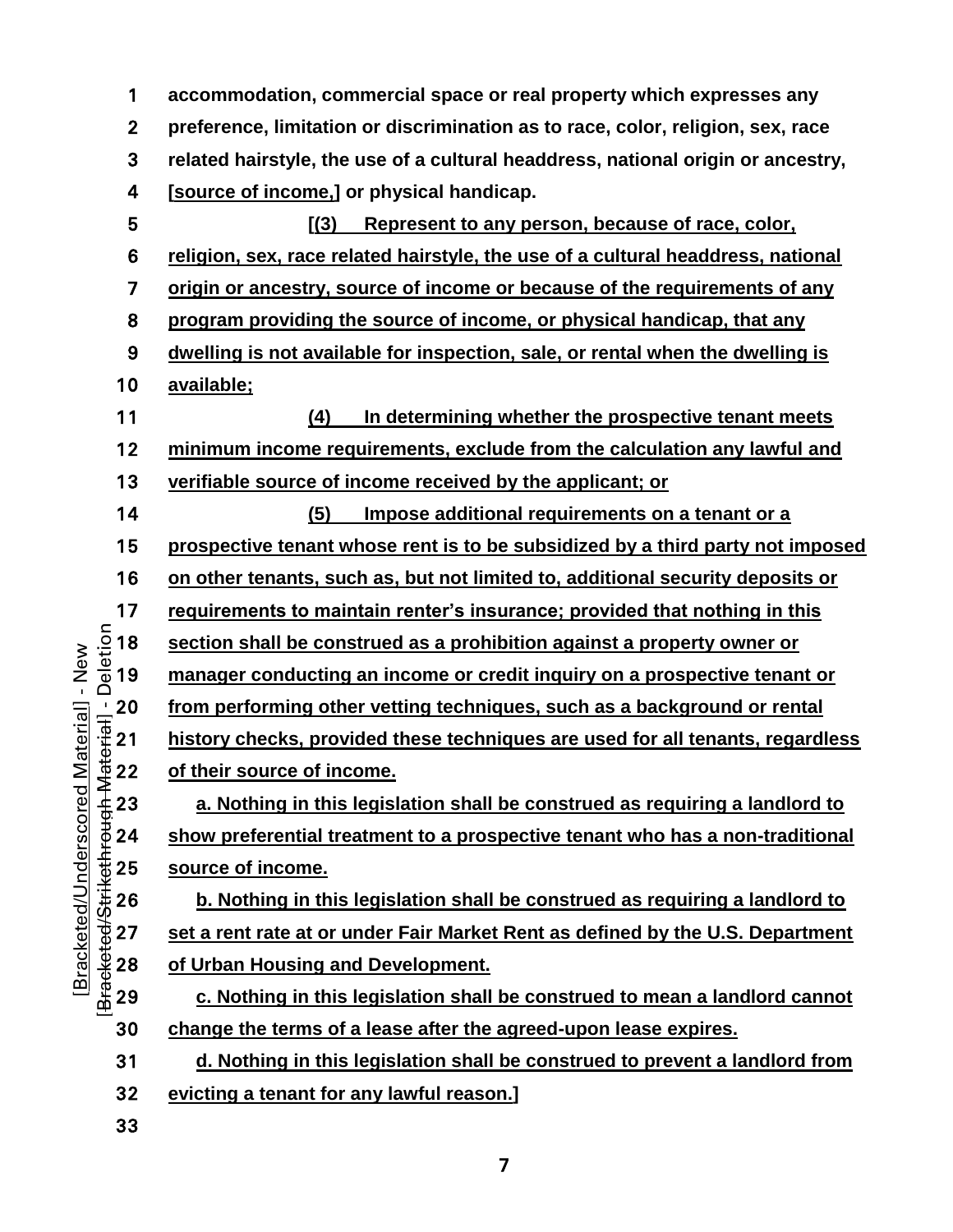**accommodation, commercial space or real property which expresses any preference, limitation or discrimination as to race, color, religion, sex, race related hairstyle, the use of a cultural headdress, national origin or ancestry, [source of income,] or physical handicap.**

**[(3) Represent to any person, because of race, color, religion, sex, race related hairstyle, the use of a cultural headdress, national origin or ancestry, source of income or because of the requirements of any program providing the source of income, or physical handicap, that any dwelling is not available for inspection, sale, or rental when the dwelling is available;**

**(4) In determining whether the prospective tenant meets minimum income requirements, exclude from the calculation any lawful and verifiable source of income received by the applicant; or**

**(5) Impose additional requirements on a tenant or a prospective tenant whose rent is to be subsidized by a third party not imposed on other tenants, such as, but not limited to, additional security deposits or requirements to maintain renter's insurance; provided that nothing in this section shall be construed as a prohibition against a property owner or manager conducting an income or credit inquiry on a prospective tenant or from performing other vetting techniques, such as a background or rental history checks, provided these techniques are used for all tenants, regardless of their source of income.**

**a. Nothing in this legislation shall be construed as requiring a landlord to show preferential treatment to a prospective tenant who has a non-traditional source of income.**

**b. Nothing in this legislation shall be construed as requiring a landlord to set a rent rate at or under Fair Market Rent as defined by the U.S. Department of Urban Housing and Development.**

**c. Nothing in this legislation shall be construed to mean a landlord cannot change the terms of a lease after the agreed-upon lease expires.**

**d. Nothing in this legislation shall be construed to prevent a landlord from evicting a tenant for any lawful reason.]**

[Bracketed/Underscored Material] - New
[Bracketed/Strikethrough Material] - Deletion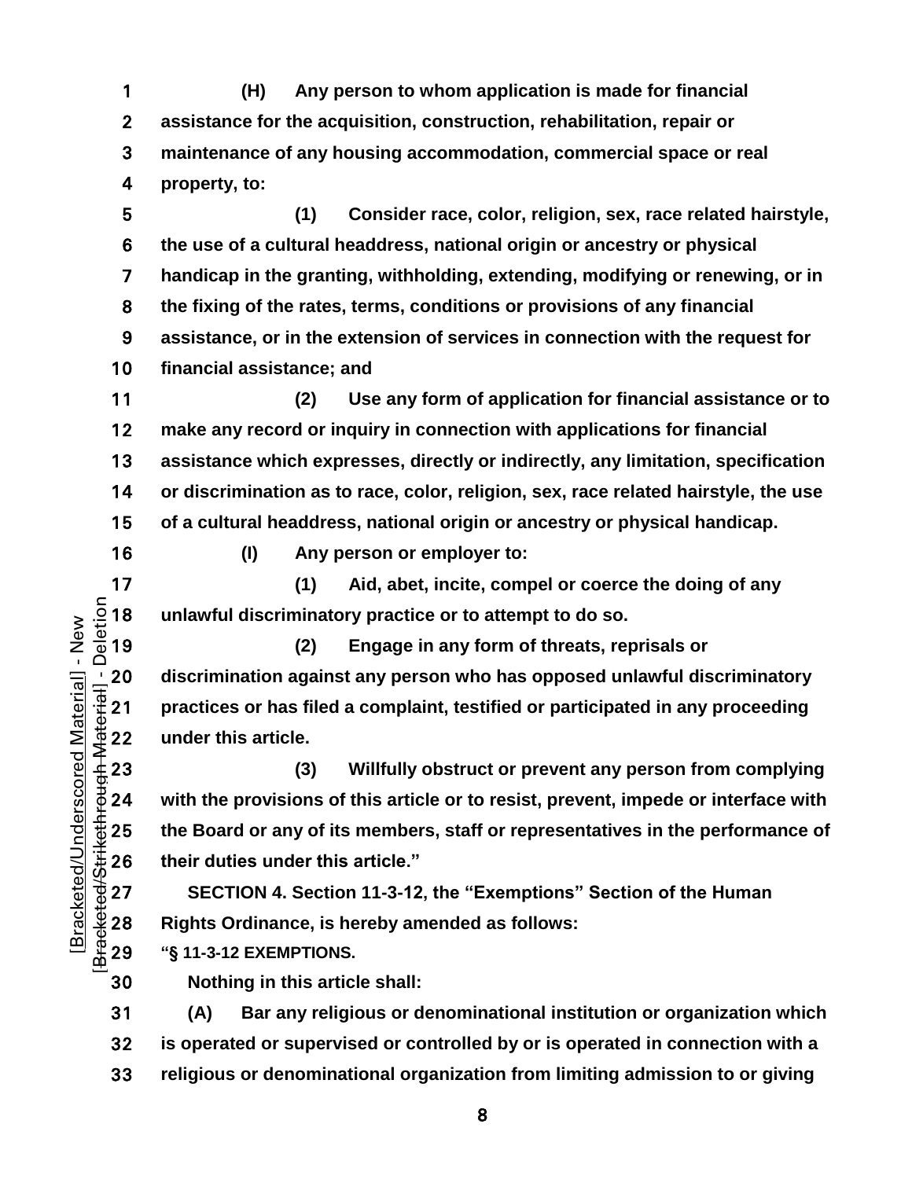**(H) Any person to whom application is made for financial assistance for the acquisition, construction, rehabilitation, repair or maintenance of any housing accommodation, commercial space or real property, to:**

**(1) Consider race, color, religion, sex, race related hairstyle, the use of a cultural headdress, national origin or ancestry or physical handicap in the granting, withholding, extending, modifying or renewing, or in the fixing of the rates, terms, conditions or provisions of any financial assistance, or in the extension of services in connection with the request for financial assistance; and**

**(2) Use any form of application for financial assistance or to make any record or inquiry in connection with applications for financial assistance which expresses, directly or indirectly, any limitation, specification or discrimination as to race, color, religion, sex, race related hairstyle, the use of a cultural headdress, national origin or ancestry or physical handicap.**

**(I) Any person or employer to:**

**(1) Aid, abet, incite, compel or coerce the doing of any unlawful discriminatory practice or to attempt to do so.**

**(2) Engage in any form of threats, reprisals or discrimination against any person who has opposed unlawful discriminatory practices or has filed a complaint, testified or participated in any proceeding under this article.**

**(3) Willfully obstruct or prevent any person from complying with the provisions of this article or to resist, prevent, impede or interface with the Board or any of its members, staff or representatives in the performance of their duties under this article."**

**SECTION 4. Section 11-3-12, the "Exemptions" Section of the Human Rights Ordinance, is hereby amended as follows:**

**"§ 11-3-12 EXEMPTIONS.**

**Nothing in this article shall:**

**(A) Bar any religious or denominational institution or organization which is operated or supervised or controlled by or is operated in connection with a religious or denominational organization from limiting admission to or giving**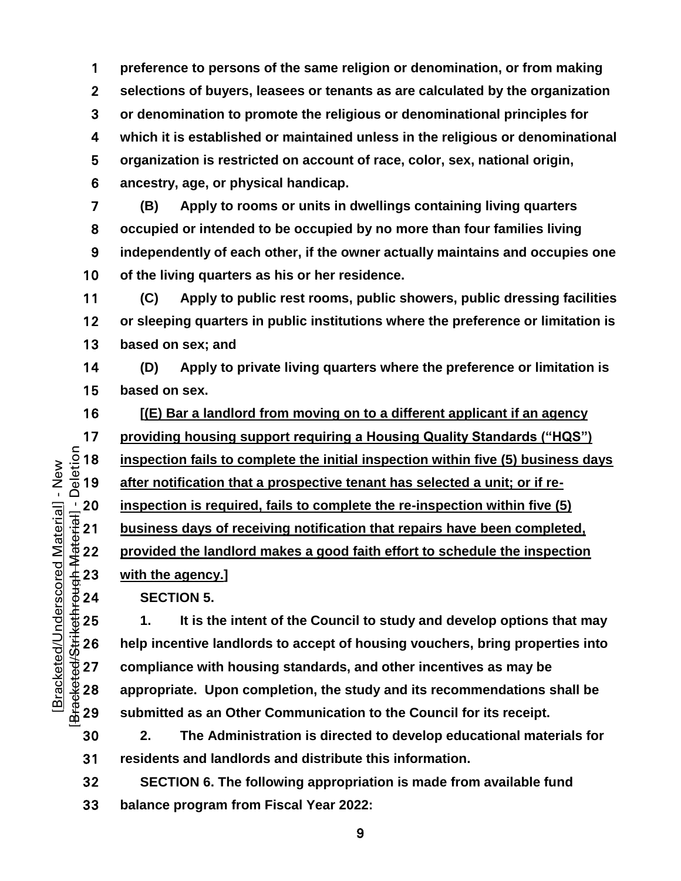**preference to persons of the same religion or denomination, or from making selections of buyers, leasees or tenants as are calculated by the organization or denomination to promote the religious or denominational principles for which it is established or maintained unless in the religious or denominational organization is restricted on account of race, color, sex, national origin, ancestry, age, or physical handicap.**

**(B) Apply to rooms or units in dwellings containing living quarters occupied or intended to be occupied by no more than four families living independently of each other, if the owner actually maintains and occupies one of the living quarters as his or her residence.**

**(C) Apply to public rest rooms, public showers, public dressing facilities or sleeping quarters in public institutions where the preference or limitation is based on sex; and**

**(D) Apply to private living quarters where the preference or limitation is based on sex.**

**[<u>(E) Bar a landlord from moving on to a different applicant if an agency providing housing support requiring a Housing Quality Standards ("HQS") inspection fails to complete the initial inspection within five (5) business days after notification that a prospective tenant has selected a unit; or if re-inspection is required, fails to complete the re-inspection within five (5) business days of receiving notification that repairs have been completed, provided the landlord makes a good faith effort to schedule the inspection with the agency.</u>]**

**SECTION 5.**

**1. It is the intent of the Council to study and develop options that may help incentive landlords to accept of housing vouchers, bring properties into compliance with housing standards, and other incentives as may be appropriate. Upon completion, the study and its recommendations shall be submitted as an Other Communication to the Council for its receipt.**

**2. The Administration is directed to develop educational materials for residents and landlords and distribute this information.**

**SECTION 6. The following appropriation is made from available fund balance program from Fiscal Year 2022:**

[Bracketed/Underscored Material] - New
[Bracketed/Strikethrough Material] - Deletion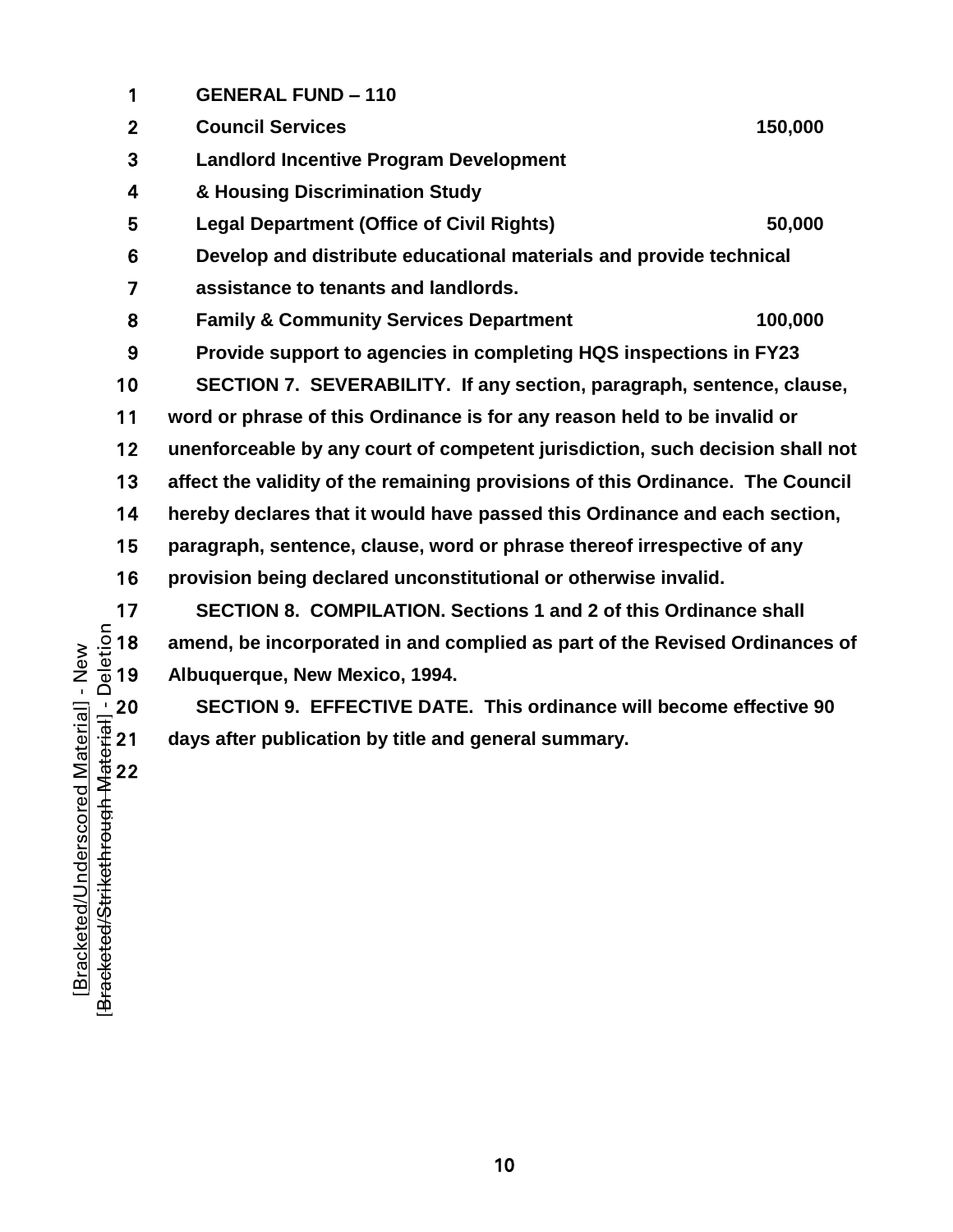**GENERAL FUND – 110**

| | |
|---|---|
| **Council Services** | **150,000** |
| **Landlord Incentive Program Development & Housing Discrimination Study** | |
| **Legal Department (Office of Civil Rights)** | **50,000** |
| **Develop and distribute educational materials and provide technical assistance to tenants and landlords.** | |
| **Family & Community Services Department** | **100,000** |
| **Provide support to agencies in completing HQS inspections in FY23** | |

**SECTION 7. SEVERABILITY. If any section, paragraph, sentence, clause, word or phrase of this Ordinance is for any reason held to be invalid or unenforceable by any court of competent jurisdiction, such decision shall not affect the validity of the remaining provisions of this Ordinance. The Council hereby declares that it would have passed this Ordinance and each section, paragraph, sentence, clause, word or phrase thereof irrespective of any provision being declared unconstitutional or otherwise invalid.**

**SECTION 8. COMPILATION. Sections 1 and 2 of this Ordinance shall amend, be incorporated in and complied as part of the Revised Ordinances of Albuquerque, New Mexico, 1994.**

**SECTION 9. EFFECTIVE DATE. This ordinance will become effective 90 days after publication by title and general summary.**

[Bracketed/Underscored Material] - New
[Bracketed/Strikethrough Material] - Deletion